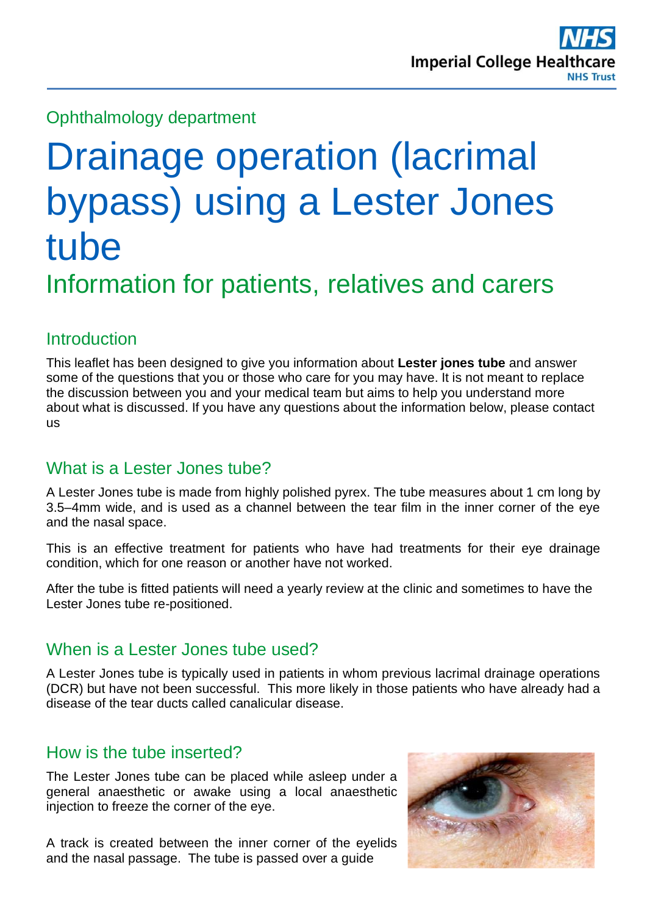Ophthalmology department

# Drainage operation (lacrimal bypass) using a Lester Jones tube

## Information for patients, relatives and carers

### Introduction

This leaflet has been designed to give you information about **Lester jones tube** and answer some of the questions that you or those who care for you may have. It is not meant to replace the discussion between you and your medical team but aims to help you understand more about what is discussed. If you have any questions about the information below, please contact us

### What is a Lester Jones tube?

A Lester Jones tube is made from highly polished pyrex. The tube measures about 1 cm long by 3.5–4mm wide, and is used as a channel between the tear film in the inner corner of the eye and the nasal space.

This is an effective treatment for patients who have had treatments for their eye drainage condition, which for one reason or another have not worked.

After the tube is fitted patients will need a yearly review at the clinic and sometimes to have the Lester Jones tube re-positioned.

### When is a Lester Jones tube used?

A Lester Jones tube is typically used in patients in whom previous lacrimal drainage operations (DCR) but have not been successful. This more likely in those patients who have already had a disease of the tear ducts called canalicular disease.

### How is the tube inserted?

The Lester Jones tube can be placed while asleep under a general anaesthetic or awake using a local anaesthetic injection to freeze the corner of the eye.

A track is created between the inner corner of the eyelids and the nasal passage. The tube is passed over a guide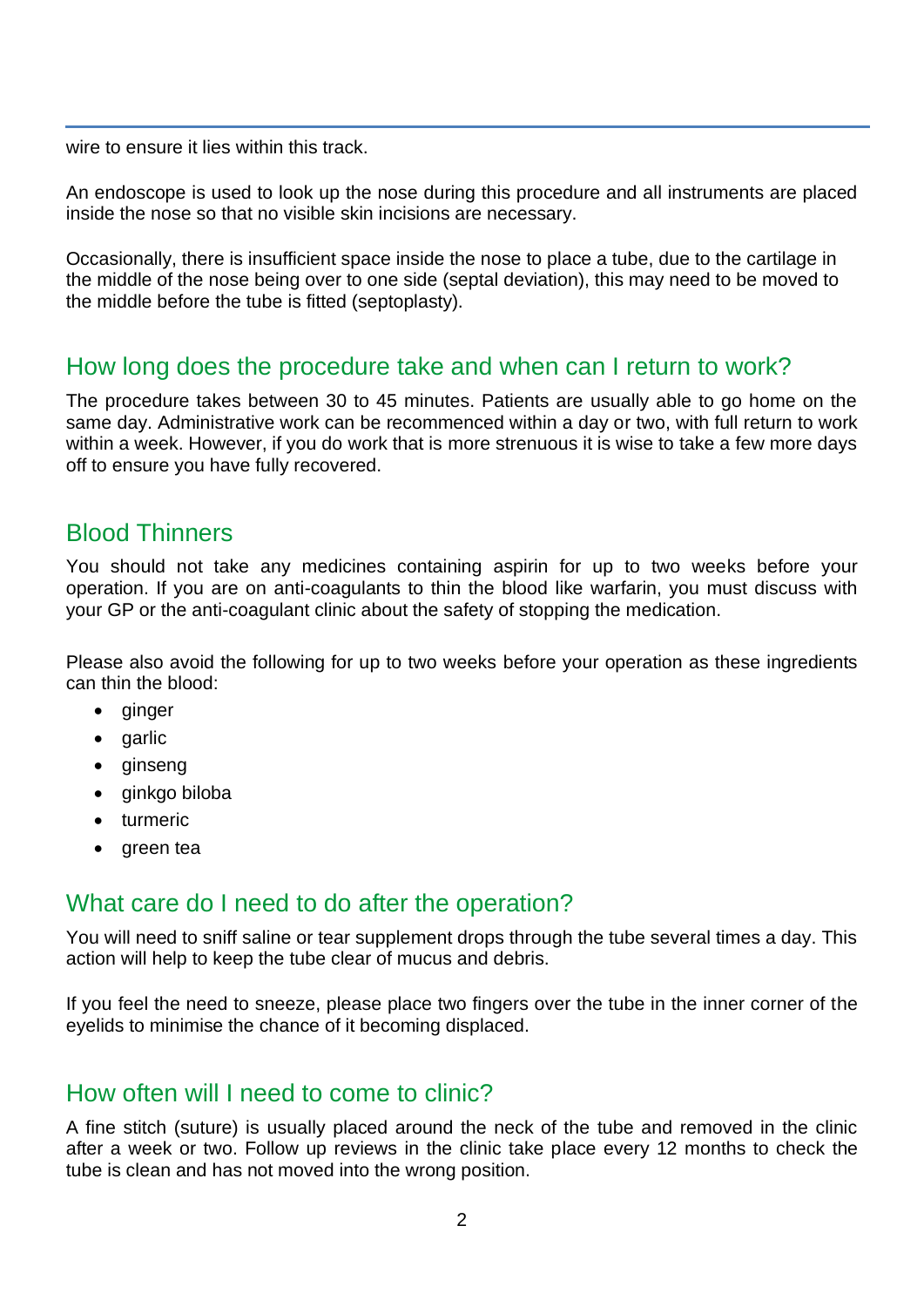wire to ensure it lies within this track.

An endoscope is used to look up the nose during this procedure and all instruments are placed inside the nose so that no visible skin incisions are necessary.

Occasionally, there is insufficient space inside the nose to place a tube, due to the cartilage in the middle of the nose being over to one side (septal deviation), this may need to be moved to the middle before the tube is fitted (septoplasty).

## How long does the procedure take and when can I return to work?

The procedure takes between 30 to 45 minutes. Patients are usually able to go home on the same day. Administrative work can be recommenced within a day or two, with full return to work within a week. However, if you do work that is more strenuous it is wise to take a few more days off to ensure you have fully recovered.

## Blood Thinners

You should not take any medicines containing aspirin for up to two weeks before your operation. If you are on anti-coagulants to thin the blood like warfarin, you must discuss with your GP or the anti-coagulant clinic about the safety of stopping the medication.

Please also avoid the following for up to two weeks before your operation as these ingredients can thin the blood:

- ginger
- garlic
- ginseng
- ginkgo biloba
- turmeric
- green tea

## What care do I need to do after the operation?

You will need to sniff saline or tear supplement drops through the tube several times a day. This action will help to keep the tube clear of mucus and debris.

If you feel the need to sneeze, please place two fingers over the tube in the inner corner of the eyelids to minimise the chance of it becoming displaced.

## How often will I need to come to clinic?

A fine stitch (suture) is usually placed around the neck of the tube and removed in the clinic after a week or two. Follow up reviews in the clinic take place every 12 months to check the tube is clean and has not moved into the wrong position.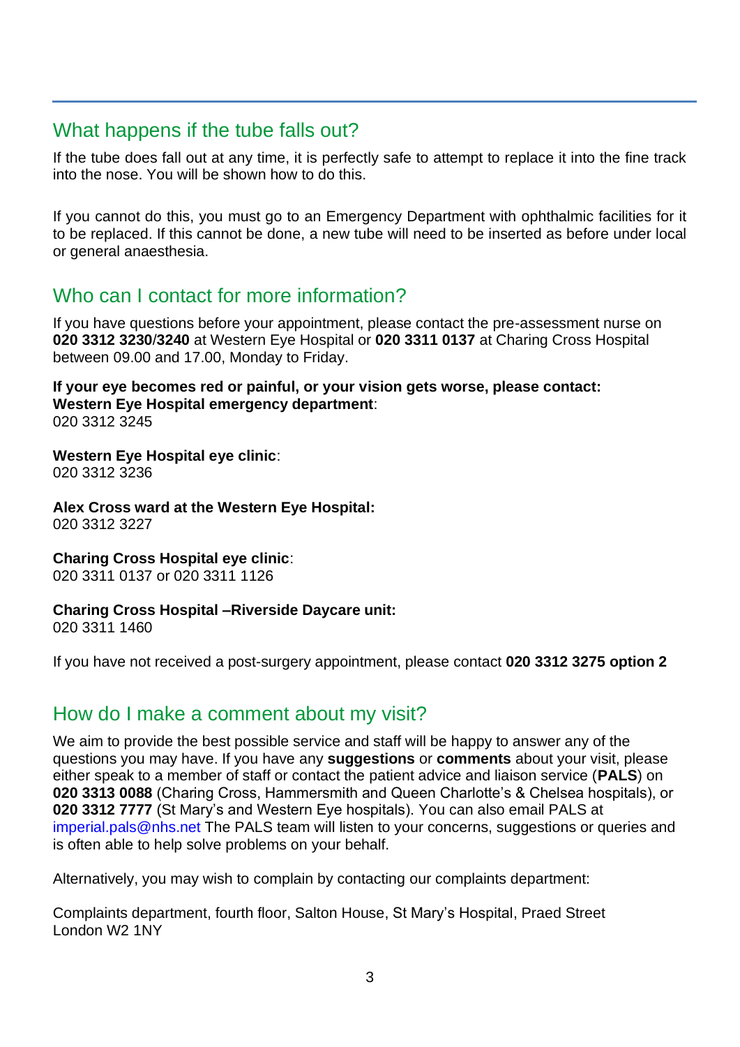## What happens if the tube falls out?

If the tube does fall out at any time, it is perfectly safe to attempt to replace it into the fine track into the nose. You will be shown how to do this.

If you cannot do this, you must go to an Emergency Department with ophthalmic facilities for it to be replaced. If this cannot be done, a new tube will need to be inserted as before under local or general anaesthesia.

## Who can I contact for more information?

If you have questions before your appointment, please contact the pre-assessment nurse on **020 3312 3230**/**3240** at Western Eye Hospital or **020 3311 0137** at Charing Cross Hospital between 09.00 and 17.00, Monday to Friday.

**If your eye becomes red or painful, or your vision gets worse, please contact:**
**Western Eye Hospital emergency department**:
020 3312 3245

**Western Eye Hospital eye clinic**:
020 3312 3236

**Alex Cross ward at the Western Eye Hospital:**
020 3312 3227

**Charing Cross Hospital eye clinic**:
020 3311 0137 or 020 3311 1126

**Charing Cross Hospital –Riverside Daycare unit:**
020 3311 1460

If you have not received a post-surgery appointment, please contact **020 3312 3275 option 2**

## How do I make a comment about my visit?

We aim to provide the best possible service and staff will be happy to answer any of the questions you may have. If you have any **suggestions** or **comments** about your visit, please either speak to a member of staff or contact the patient advice and liaison service (**PALS**) on **020 3313 0088** (Charing Cross, Hammersmith and Queen Charlotte's & Chelsea hospitals), or **020 3312 7777** (St Mary's and Western Eye hospitals). You can also email PALS at imperial.pals@nhs.net The PALS team will listen to your concerns, suggestions or queries and is often able to help solve problems on your behalf.

Alternatively, you may wish to complain by contacting our complaints department:

Complaints department, fourth floor, Salton House, St Mary's Hospital, Praed Street
London W2 1NY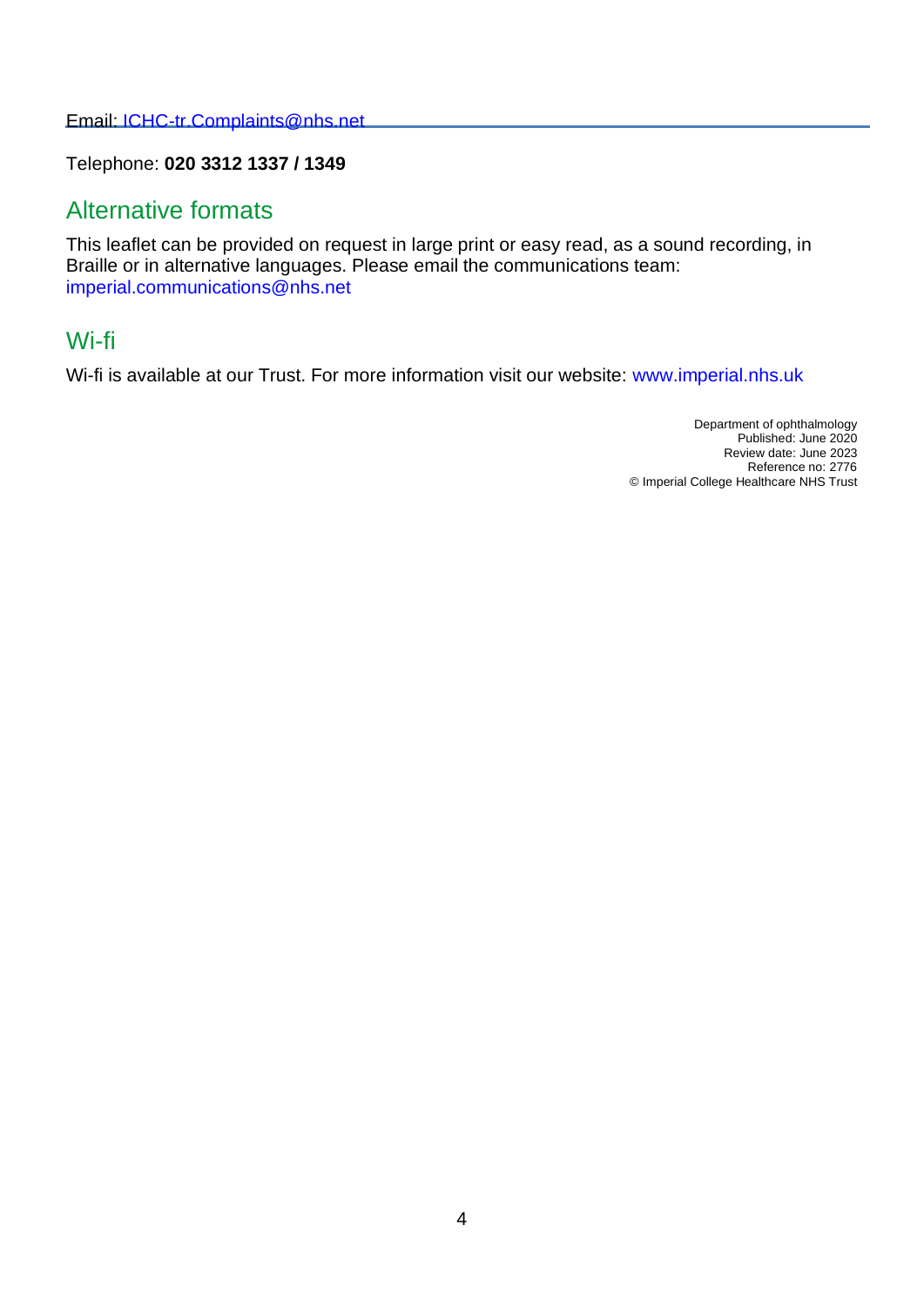Email: ICHC-tr.Complaints@nhs.net

Telephone: **020 3312 1337 / 1349**

## Alternative formats

This leaflet can be provided on request in large print or easy read, as a sound recording, in Braille or in alternative languages. Please email the communications team: imperial.communications@nhs.net

## Wi-fi

Wi-fi is available at our Trust. For more information visit our website: www.imperial.nhs.uk

Department of ophthalmology
Published: June 2020
Review date: June 2023
Reference no: 2776
© Imperial College Healthcare NHS Trust